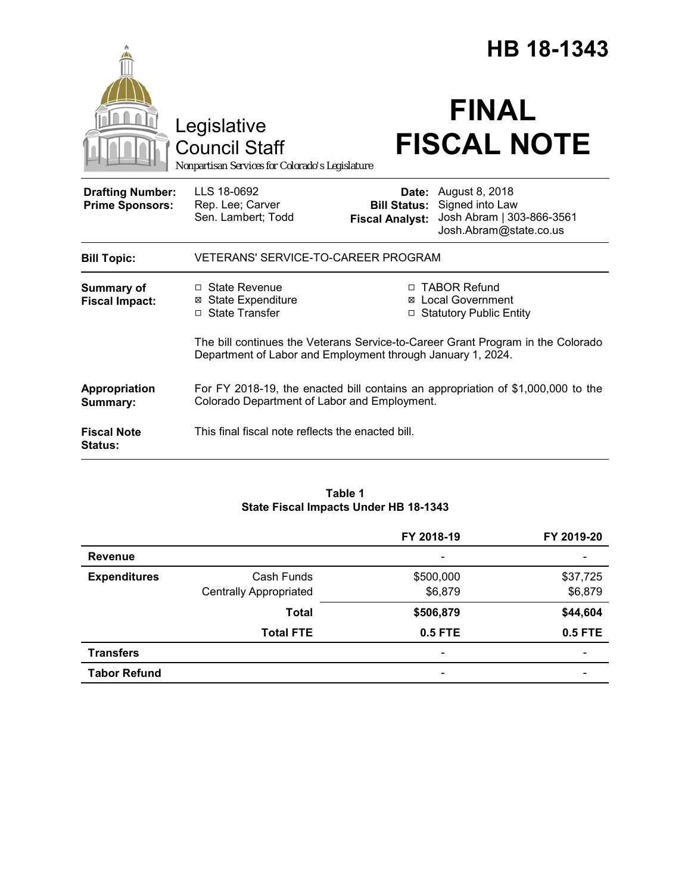# HB 18-1343

Legislative Council Staff

*Nonpartisan Services for Colorado's Legislature*

# FINAL FISCAL NOTE

| | | | |
|---|---|---|---|
| **Drafting Number:** | LLS 18-0692 | **Date:** | August 8, 2018 |
| **Prime Sponsors:** | Rep. Lee; Carver<br>Sen. Lambert; Todd | **Bill Status:** | Signed into Law |
| | | **Fiscal Analyst:** | Josh Abram \| 303-866-3561<br>Josh.Abram@state.co.us |

**Bill Topic:** VETERANS' SERVICE-TO-CAREER PROGRAM

**Summary of Fiscal Impact:**

- ☐ State Revenue
- ☒ State Expenditure
- ☐ State Transfer
- ☐ TABOR Refund
- ☒ Local Government
- ☐ Statutory Public Entity

The bill continues the Veterans Service-to-Career Grant Program in the Colorado Department of Labor and Employment through January 1, 2024.

**Appropriation Summary:** For FY 2018-19, the enacted bill contains an appropriation of $1,000,000 to the Colorado Department of Labor and Employment.

**Fiscal Note Status:** This final fiscal note reflects the enacted bill.

**Table 1**
**State Fiscal Impacts Under HB 18-1343**

| | | FY 2018-19 | FY 2019-20 |
|---|---|---|---|
| **Revenue** | | - | - |
| **Expenditures** | Cash Funds | $500,000 | $37,725 |
| | Centrally Appropriated | $6,879 | $6,879 |
| | **Total** | **$506,879** | **$44,604** |
| | **Total FTE** | **0.5 FTE** | **0.5 FTE** |
| **Transfers** | | - | - |
| **Tabor Refund** | | - | - |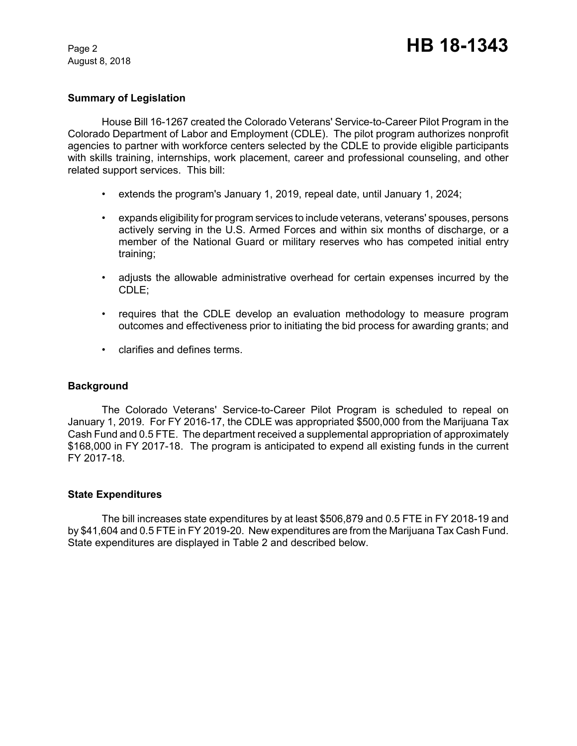## Summary of Legislation

House Bill 16-1267 created the Colorado Veterans' Service-to-Career Pilot Program in the Colorado Department of Labor and Employment (CDLE). The pilot program authorizes nonprofit agencies to partner with workforce centers selected by the CDLE to provide eligible participants with skills training, internships, work placement, career and professional counseling, and other related support services. This bill:

- extends the program's January 1, 2019, repeal date, until January 1, 2024;
- expands eligibility for program services to include veterans, veterans' spouses, persons actively serving in the U.S. Armed Forces and within six months of discharge, or a member of the National Guard or military reserves who has competed initial entry training;
- adjusts the allowable administrative overhead for certain expenses incurred by the CDLE;
- requires that the CDLE develop an evaluation methodology to measure program outcomes and effectiveness prior to initiating the bid process for awarding grants; and
- clarifies and defines terms.

## Background

The Colorado Veterans' Service-to-Career Pilot Program is scheduled to repeal on January 1, 2019. For FY 2016-17, the CDLE was appropriated $500,000 from the Marijuana Tax Cash Fund and 0.5 FTE. The department received a supplemental appropriation of approximately $168,000 in FY 2017-18. The program is anticipated to expend all existing funds in the current FY 2017-18.

## State Expenditures

The bill increases state expenditures by at least $506,879 and 0.5 FTE in FY 2018-19 and by $41,604 and 0.5 FTE in FY 2019-20. New expenditures are from the Marijuana Tax Cash Fund. State expenditures are displayed in Table 2 and described below.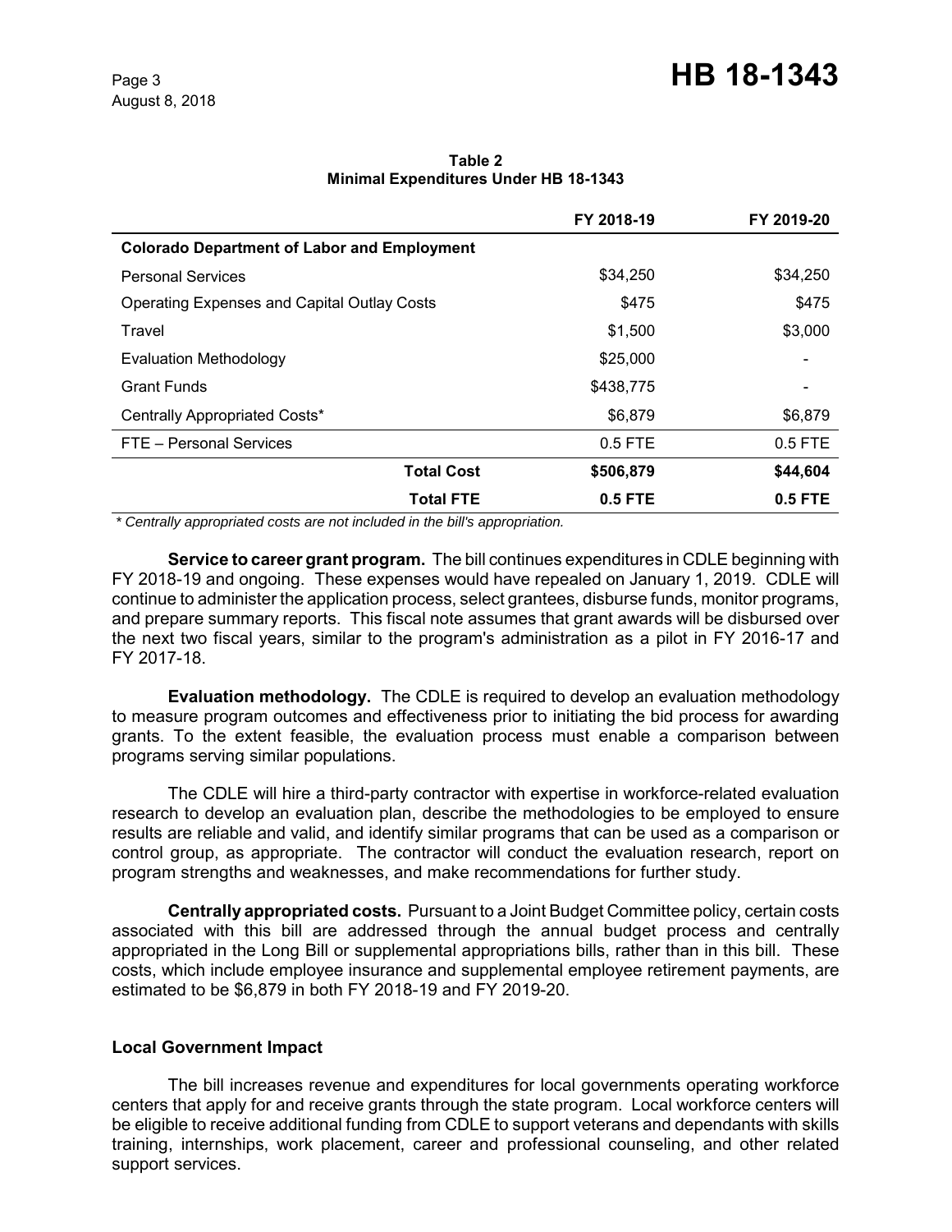**Table 2**
**Minimal Expenditures Under HB 18-1343**

| | FY 2018-19 | FY 2019-20 |
|---|---|---|
| **Colorado Department of Labor and Employment** | | |
| Personal Services | $34,250 | $34,250 |
| Operating Expenses and Capital Outlay Costs | $475 | $475 |
| Travel | $1,500 | $3,000 |
| Evaluation Methodology | $25,000 | - |
| Grant Funds | $438,775 | - |
| Centrally Appropriated Costs* | $6,879 | $6,879 |
| FTE – Personal Services | 0.5 FTE | 0.5 FTE |
| **Total Cost** | **$506,879** | **$44,604** |
| **Total FTE** | **0.5 FTE** | **0.5 FTE** |

*\* Centrally appropriated costs are not included in the bill's appropriation.*

**Service to career grant program.** The bill continues expenditures in CDLE beginning with FY 2018-19 and ongoing. These expenses would have repealed on January 1, 2019. CDLE will continue to administer the application process, select grantees, disburse funds, monitor programs, and prepare summary reports. This fiscal note assumes that grant awards will be disbursed over the next two fiscal years, similar to the program's administration as a pilot in FY 2016-17 and FY 2017-18.

**Evaluation methodology.** The CDLE is required to develop an evaluation methodology to measure program outcomes and effectiveness prior to initiating the bid process for awarding grants. To the extent feasible, the evaluation process must enable a comparison between programs serving similar populations.

The CDLE will hire a third-party contractor with expertise in workforce-related evaluation research to develop an evaluation plan, describe the methodologies to be employed to ensure results are reliable and valid, and identify similar programs that can be used as a comparison or control group, as appropriate. The contractor will conduct the evaluation research, report on program strengths and weaknesses, and make recommendations for further study.

**Centrally appropriated costs.** Pursuant to a Joint Budget Committee policy, certain costs associated with this bill are addressed through the annual budget process and centrally appropriated in the Long Bill or supplemental appropriations bills, rather than in this bill. These costs, which include employee insurance and supplemental employee retirement payments, are estimated to be $6,879 in both FY 2018-19 and FY 2019-20.

### Local Government Impact

The bill increases revenue and expenditures for local governments operating workforce centers that apply for and receive grants through the state program. Local workforce centers will be eligible to receive additional funding from CDLE to support veterans and dependants with skills training, internships, work placement, career and professional counseling, and other related support services.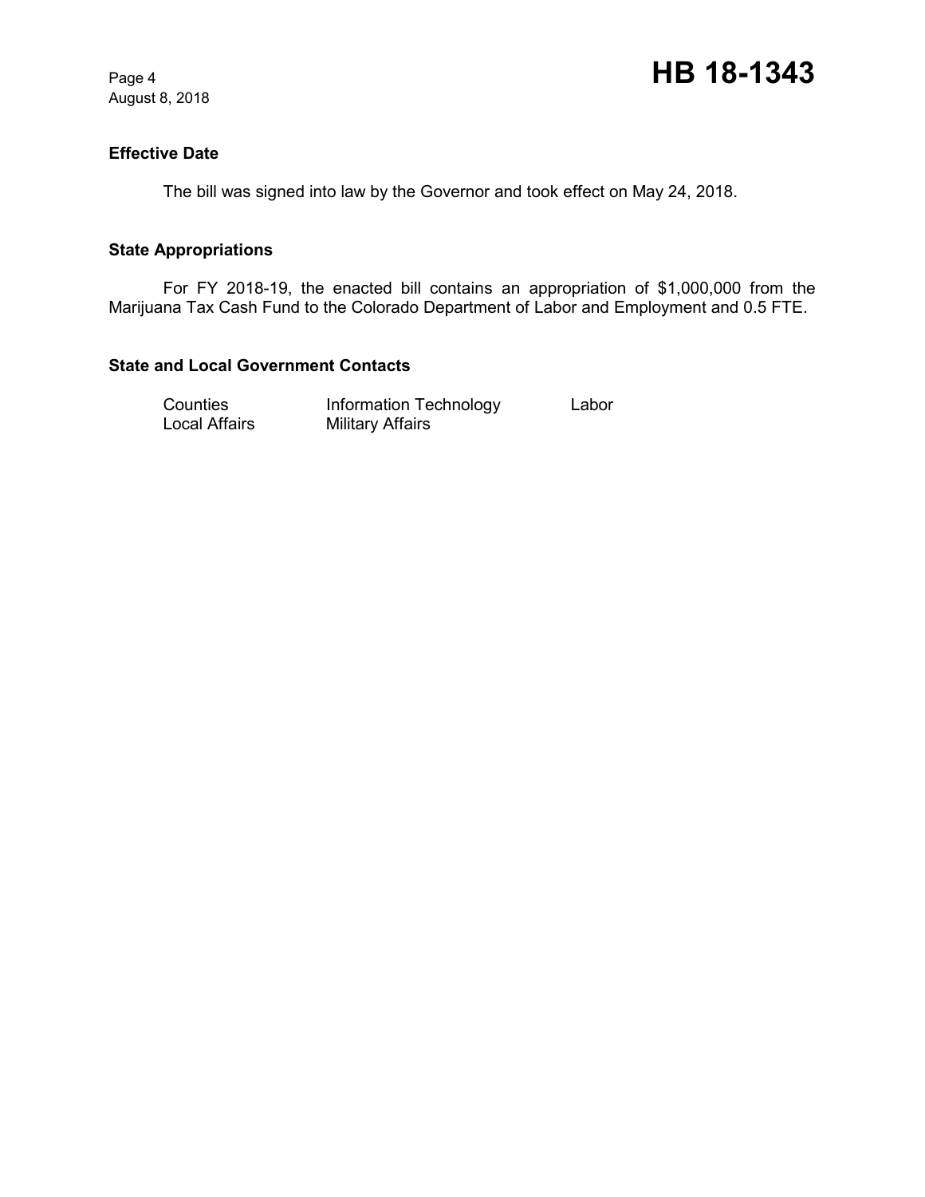## Effective Date

The bill was signed into law by the Governor and took effect on May 24, 2018.

## State Appropriations

For FY 2018-19, the enacted bill contains an appropriation of $1,000,000 from the Marijuana Tax Cash Fund to the Colorado Department of Labor and Employment and 0.5 FTE.

## State and Local Government Contacts

| | | |
|---|---|---|
| Counties | Information Technology | Labor |
| Local Affairs | Military Affairs | |